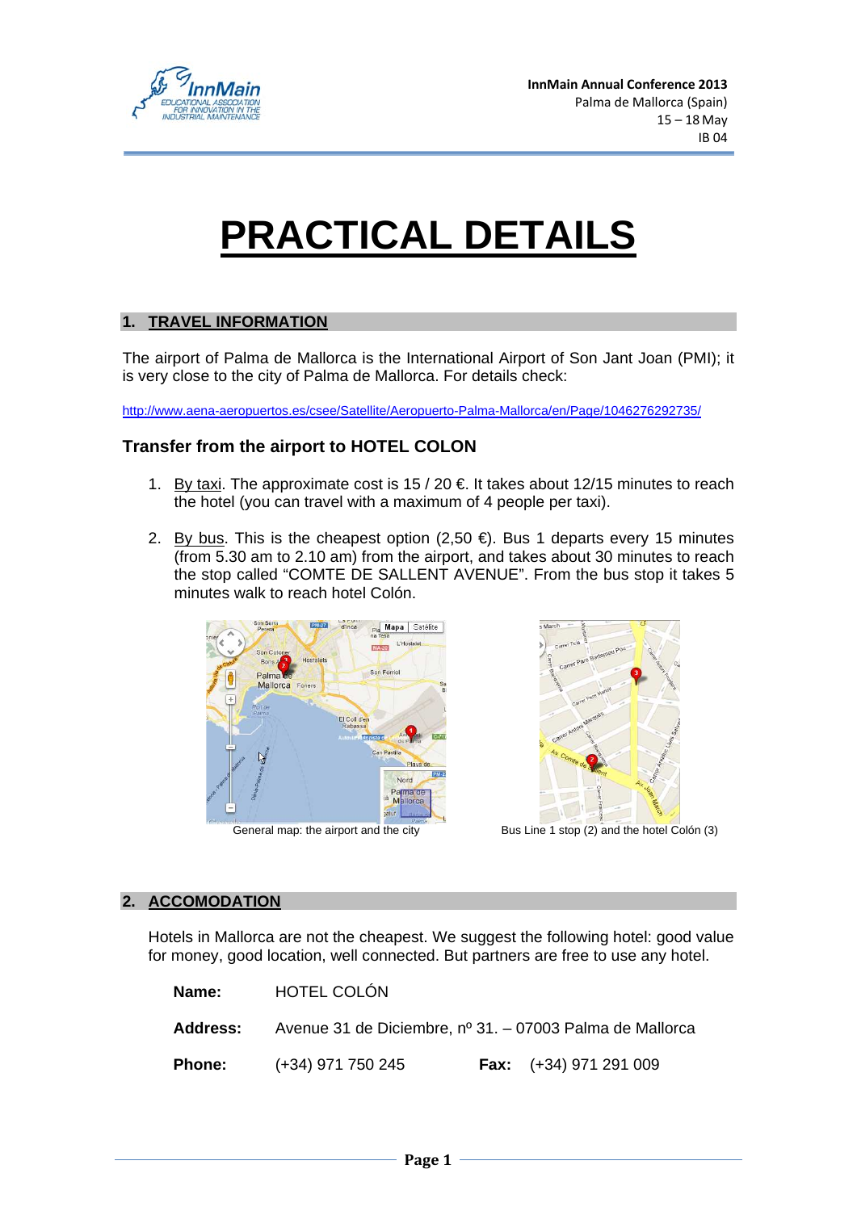# PRACTICAL DETAILS

## 1. TRAVEL INFORMATION

The airport of Palma de Mallorca is the International Airport of Son Jant Joan (PMI); it is very close to the city of Palma de Mallorca. For details check:

http://www.aena-aeropuertos.es/csee/Satellite/Aeropuerto-Palma-Mallorca/en/Page/1046276292735/

### Transfer from the airport to HOTEL COLON

1. By taxi. The approximate cost is 15 / 20 €. It takes about 12/15 minutes to reach the hotel (you can travel with a maximum of 4 people per taxi).
2. By bus. This is the cheapest option (2,50 €). Bus 1 departs every 15 minutes (from 5.30 am to 2.10 am) from the airport, and takes about 30 minutes to reach the stop called "COMTE DE SALLENT AVENUE". From the bus stop it takes 5 minutes walk to reach hotel Colón.

General map: the airport and the city

Bus Line 1 stop (2) and the hotel Colón (3)

## 2. ACCOMODATION

Hotels in Mallorca are not the cheapest. We suggest the following hotel: good value for money, good location, well connected. But partners are free to use any hotel.

**Name:** HOTEL COLÓN

**Address:** Avenue 31 de Diciembre, nº 31. – 07003 Palma de Mallorca

**Phone:** (+34) 971 750 245 **Fax:** (+34) 971 291 009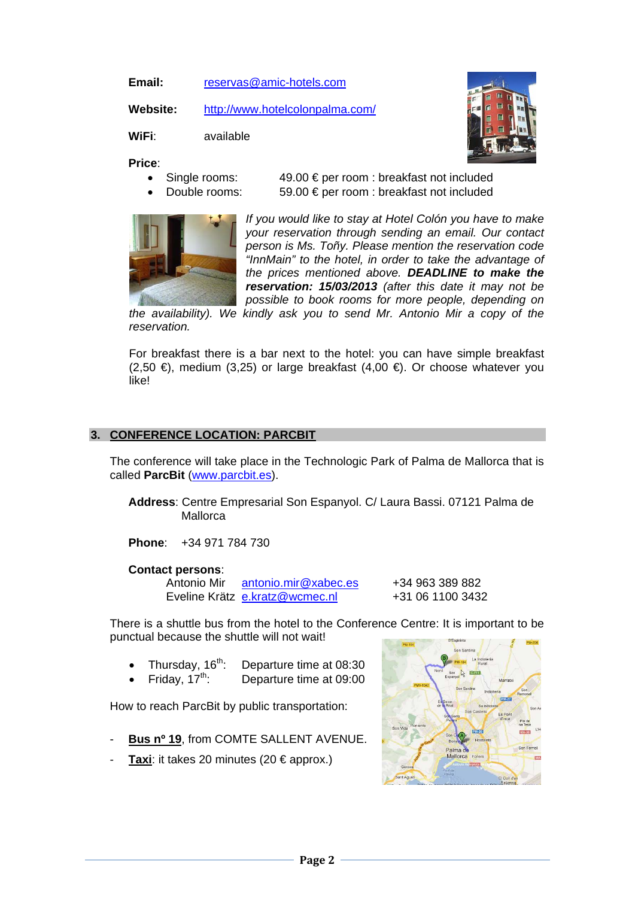**Email:** reservas@amic-hotels.com

**Website:** http://www.hotelcolonpalma.com/

**WiFi**: available

**Price**:

- Single rooms: 49.00 € per room : breakfast not included
- Double rooms: 59.00 € per room : breakfast not included

*If you would like to stay at Hotel Colón you have to make your reservation through sending an email. Our contact person is Ms. Toñy. Please mention the reservation code "InnMain" to the hotel, in order to take the advantage of the prices mentioned above.* ***DEADLINE to make the reservation: 15/03/2013*** *(after this date it may not be possible to book rooms for more people, depending on the availability). We kindly ask you to send Mr. Antonio Mir a copy of the reservation.*

For breakfast there is a bar next to the hotel: you can have simple breakfast (2,50 €), medium (3,25) or large breakfast (4,00 €). Or choose whatever you like!

## 3. CONFERENCE LOCATION: PARCBIT

The conference will take place in the Technologic Park of Palma de Mallorca that is called **ParcBit** (www.parcbit.es).

**Address**: Centre Empresarial Son Espanyol. C/ Laura Bassi. 07121 Palma de Mallorca

**Phone**: +34 971 784 730

**Contact persons**:

| | | |
|---|---|---|
| Antonio Mir | antonio.mir@xabec.es | +34 963 389 882 |
| Eveline Krätz | e.kratz@wcmec.nl | +31 06 1100 3432 |

There is a shuttle bus from the hotel to the Conference Centre: It is important to be punctual because the shuttle will not wait!

- Thursday, 16th: Departure time at 08:30
- Friday, 17th: Departure time at 09:00

How to reach ParcBit by public transportation:

- **Bus nº 19**, from COMTE SALLENT AVENUE.
- **Taxi**: it takes 20 minutes (20 € approx.)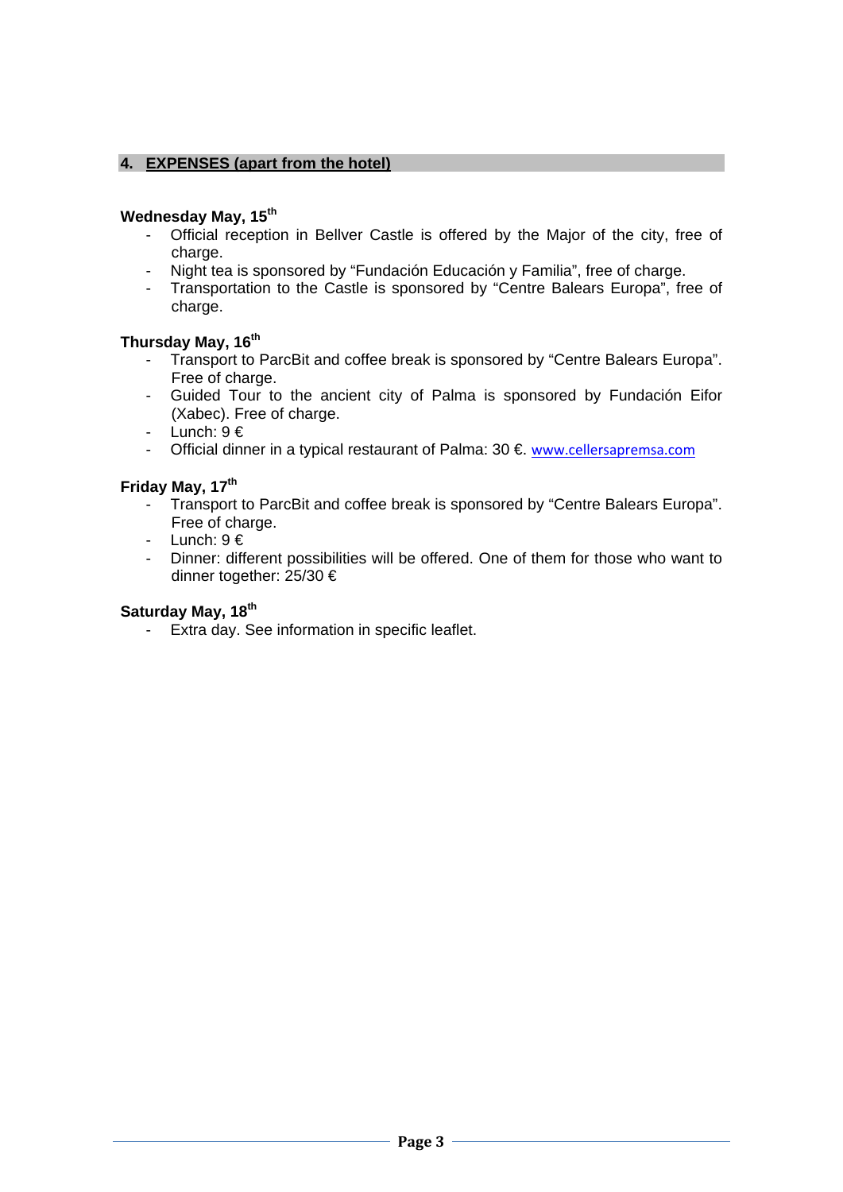## 4. EXPENSES (apart from the hotel)

**Wednesday May, 15th**

- Official reception in Bellver Castle is offered by the Major of the city, free of charge.
- Night tea is sponsored by "Fundación Educación y Familia", free of charge.
- Transportation to the Castle is sponsored by "Centre Balears Europa", free of charge.

**Thursday May, 16th**

- Transport to ParcBit and coffee break is sponsored by "Centre Balears Europa". Free of charge.
- Guided Tour to the ancient city of Palma is sponsored by Fundación Eifor (Xabec). Free of charge.
- Lunch: 9 €
- Official dinner in a typical restaurant of Palma: 30 €. www.cellersapremsa.com

**Friday May, 17th**

- Transport to ParcBit and coffee break is sponsored by "Centre Balears Europa". Free of charge.
- Lunch: 9 €
- Dinner: different possibilities will be offered. One of them for those who want to dinner together: 25/30 €

**Saturday May, 18th**

- Extra day. See information in specific leaflet.